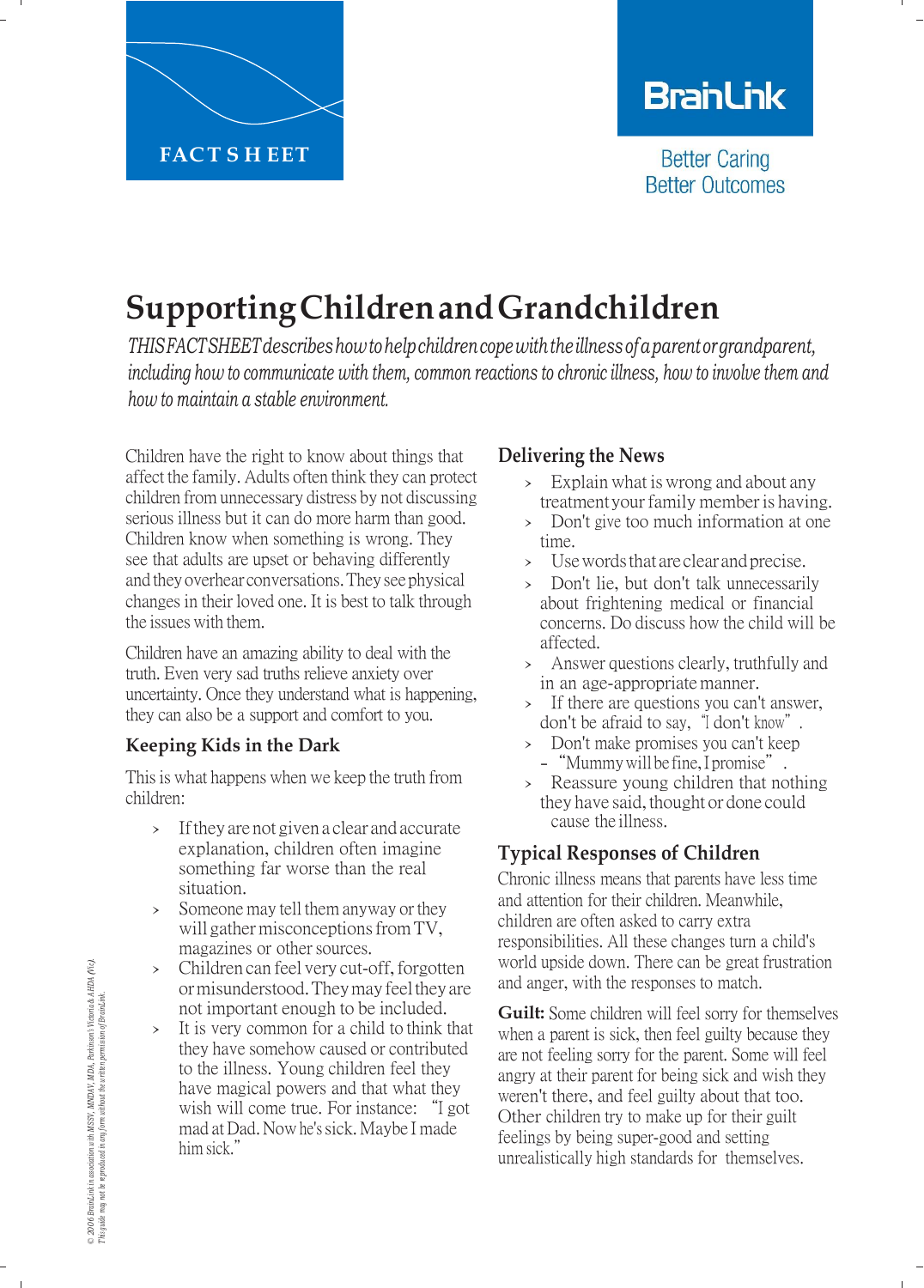FACT SHEET

BrainLink

Better Caring
Better Outcomes

# Supporting Children and Grandchildren

*THIS FACT SHEET describes how to help children cope with the illness of a parent or grandparent, including how to communicate with them, common reactions to chronic illness, how to involve them and how to maintain a stable environment.*

Children have the right to know about things that affect the family. Adults often think they can protect children from unnecessary distress by not discussing serious illness but it can do more harm than good. Children know when something is wrong. They see that adults are upset or behaving differently and they overhear conversations. They see physical changes in their loved one. It is best to talk through the issues with them.

Children have an amazing ability to deal with the truth. Even very sad truths relieve anxiety over uncertainty. Once they understand what is happening, they can also be a support and comfort to you.

## Keeping Kids in the Dark

This is what happens when we keep the truth from children:

- If they are not given a clear and accurate explanation, children often imagine something far worse than the real situation.
- Someone may tell them anyway or they will gather misconceptions from TV, magazines or other sources.
- Children can feel very cut-off, forgotten or misunderstood. They may feel they are not important enough to be included.
- It is very common for a child to think that they have somehow caused or contributed to the illness. Young children feel they have magical powers and that what they wish will come true. For instance: "I got mad at Dad. Now he's sick. Maybe I made him sick."

## Delivering the News

- Explain what is wrong and about any treatment your family member is having.
- Don't give too much information at one time.
- Use words that are clear and precise.
- Don't lie, but don't talk unnecessarily about frightening medical or financial concerns. Do discuss how the child will be affected.
- Answer questions clearly, truthfully and in an age-appropriate manner.
- If there are questions you can't answer, don't be afraid to say, "I don't know".
- Don't make promises you can't keep – "Mummy will be fine, I promise".
- Reassure young children that nothing they have said, thought or done could cause the illness.

## Typical Responses of Children

Chronic illness means that parents have less time and attention for their children. Meanwhile, children are often asked to carry extra responsibilities. All these changes turn a child's world upside down. There can be great frustration and anger, with the responses to match.

**Guilt:** Some children will feel sorry for themselves when a parent is sick, then feel guilty because they are not feeling sorry for the parent. Some will feel angry at their parent for being sick and wish they weren't there, and feel guilty about that too. Other children try to make up for their guilt feelings by being super-good and setting unrealistically high standards for themselves.

© 2006 BrainLink in association with MSSV, MNDAV, MDA, Parkinson's Victoria & AHDA (Vic). This guide may not be reproduced in any form without the written permission of BrainLink.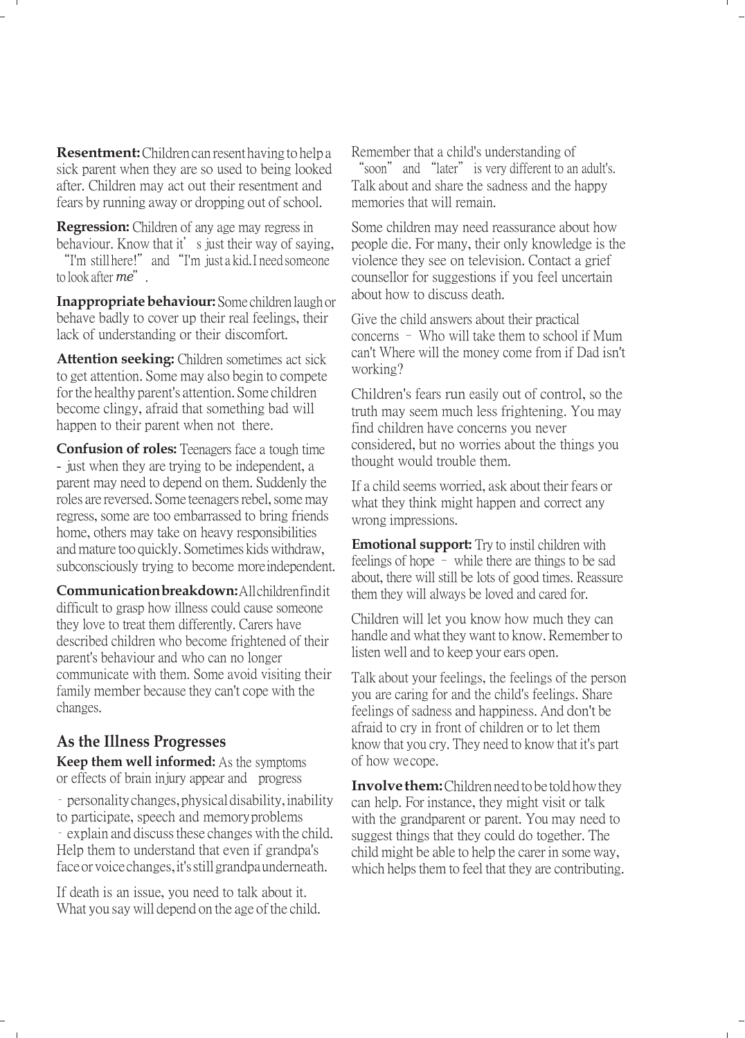**Resentment:** Children can resent having to help a sick parent when they are so used to being looked after. Children may act out their resentment and fears by running away or dropping out of school.

**Regression:** Children of any age may regress in behaviour. Know that it's just their way of saying, "I'm still here!" and "I'm just a kid. I need someone to look after *me*".

**Inappropriate behaviour:** Some children laugh or behave badly to cover up their real feelings, their lack of understanding or their discomfort.

**Attention seeking:** Children sometimes act sick to get attention. Some may also begin to compete for the healthy parent's attention. Some children become clingy, afraid that something bad will happen to their parent when not there.

**Confusion of roles:** Teenagers face a tough time - just when they are trying to be independent, a parent may need to depend on them. Suddenly the roles are reversed. Some teenagers rebel, some may regress, some are too embarrassed to bring friends home, others may take on heavy responsibilities and mature too quickly. Sometimes kids withdraw, subconsciously trying to become more independent.

**Communication breakdown:** All children find it difficult to grasp how illness could cause someone they love to treat them differently. Carers have described children who become frightened of their parent's behaviour and who can no longer communicate with them. Some avoid visiting their family member because they can't cope with the changes.

## As the Illness Progresses

**Keep them well informed:** As the symptoms or effects of brain injury appear and progress – personality changes, physical disability, inability to participate, speech and memory problems – explain and discuss these changes with the child. Help them to understand that even if grandpa's face or voice changes, it's still grandpa underneath.

If death is an issue, you need to talk about it. What you say will depend on the age of the child. Remember that a child's understanding of "soon" and "later" is very different to an adult's. Talk about and share the sadness and the happy memories that will remain.

Some children may need reassurance about how people die. For many, their only knowledge is the violence they see on television. Contact a grief counsellor for suggestions if you feel uncertain about how to discuss death.

Give the child answers about their practical concerns – Who will take them to school if Mum can't Where will the money come from if Dad isn't working?

Children's fears run easily out of control, so the truth may seem much less frightening. You may find children have concerns you never considered, but no worries about the things you thought would trouble them.

If a child seems worried, ask about their fears or what they think might happen and correct any wrong impressions.

**Emotional support:** Try to instil children with feelings of hope – while there are things to be sad about, there will still be lots of good times. Reassure them they will always be loved and cared for.

Children will let you know how much they can handle and what they want to know. Remember to listen well and to keep your ears open.

Talk about your feelings, the feelings of the person you are caring for and the child's feelings. Share feelings of sadness and happiness. And don't be afraid to cry in front of children or to let them know that you cry. They need to know that it's part of how we cope.

**Involve them:** Children need to be told how they can help. For instance, they might visit or talk with the grandparent or parent. You may need to suggest things that they could do together. The child might be able to help the carer in some way, which helps them to feel that they are contributing.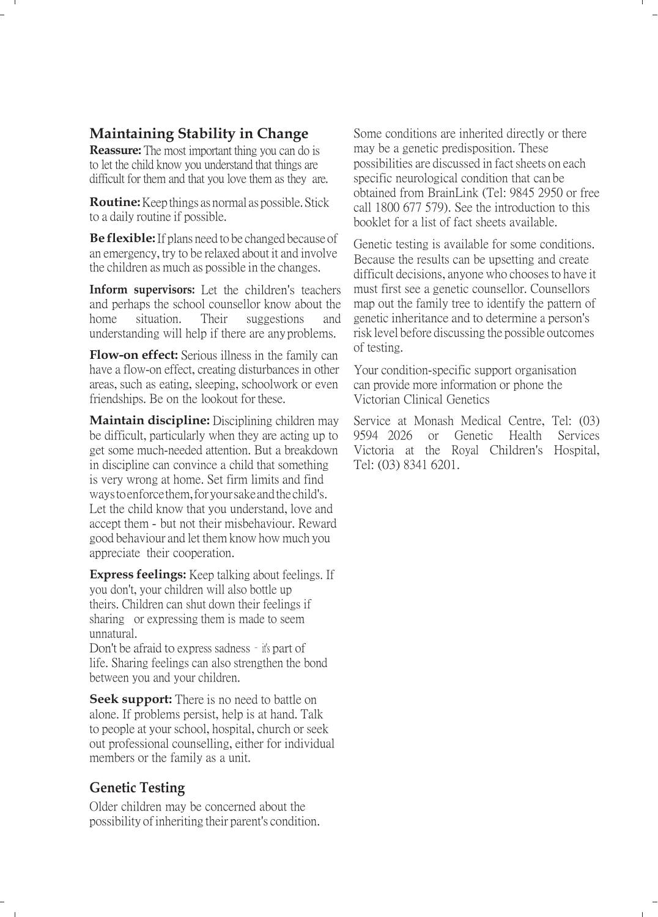## Maintaining Stability in Change

**Reassure:** The most important thing you can do is to let the child know you understand that things are difficult for them and that you love them as they are.

**Routine:** Keep things as normal as possible. Stick to a daily routine if possible.

**Be flexible:** If plans need to be changed because of an emergency, try to be relaxed about it and involve the children as much as possible in the changes.

**Inform supervisors:** Let the children's teachers and perhaps the school counsellor know about the home situation. Their suggestions and understanding will help if there are any problems.

**Flow-on effect:** Serious illness in the family can have a flow-on effect, creating disturbances in other areas, such as eating, sleeping, schoolwork or even friendships. Be on the lookout for these.

**Maintain discipline:** Disciplining children may be difficult, particularly when they are acting up to get some much-needed attention. But a breakdown in discipline can convince a child that something is very wrong at home. Set firm limits and find ways to enforce them, for your sake and the child's. Let the child know that you understand, love and accept them - but not their misbehaviour. Reward good behaviour and let them know how much you appreciate their cooperation.

**Express feelings:** Keep talking about feelings. If you don't, your children will also bottle up theirs. Children can shut down their feelings if sharing or expressing them is made to seem unnatural.
Don't be afraid to express sadness - it's part of life. Sharing feelings can also strengthen the bond between you and your children.

**Seek support:** There is no need to battle on alone. If problems persist, help is at hand. Talk to people at your school, hospital, church or seek out professional counselling, either for individual members or the family as a unit.

## Genetic Testing

Older children may be concerned about the possibility of inheriting their parent's condition. Some conditions are inherited directly or there may be a genetic predisposition. These possibilities are discussed in fact sheets on each specific neurological condition that can be obtained from BrainLink (Tel: 9845 2950 or free call 1800 677 579). See the introduction to this booklet for a list of fact sheets available.

Genetic testing is available for some conditions. Because the results can be upsetting and create difficult decisions, anyone who chooses to have it must first see a genetic counsellor. Counsellors map out the family tree to identify the pattern of genetic inheritance and to determine a person's risk level before discussing the possible outcomes of testing.

Your condition-specific support organisation can provide more information or phone the Victorian Clinical Genetics Service at Monash Medical Centre, Tel: (03) 9594 2026 or Genetic Health Services Victoria at the Royal Children's Hospital, Tel: (03) 8341 6201.